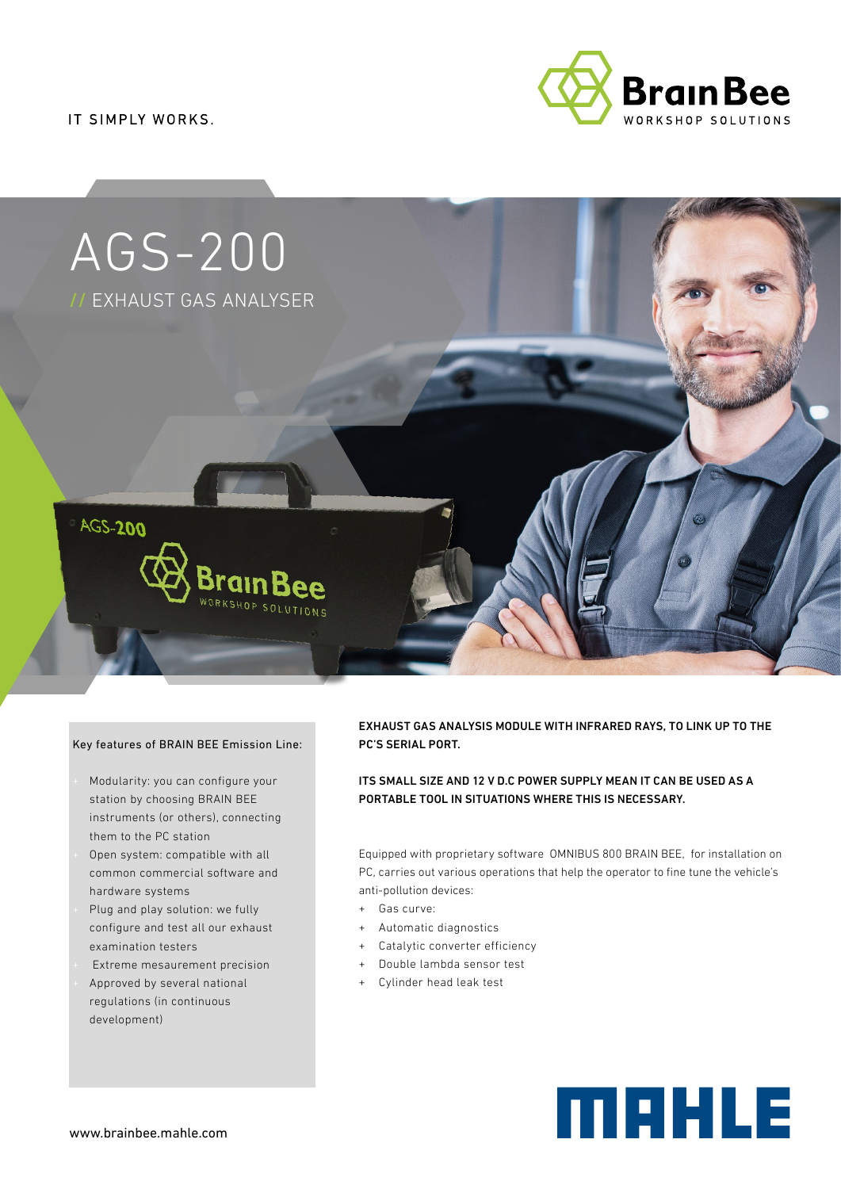IT SIMPLY WORKS.

# AGS-200

## // EXHAUST GAS ANALYSER

Key features of BRAIN BEE Emission Line:

- Modularity: you can configure your station by choosing BRAIN BEE instruments (or others), connecting them to the PC station
- Open system: compatible with all common commercial software and hardware systems
- Plug and play solution: we fully configure and test all our exhaust examination testers
- Extreme mesaurement precision
- Approved by several national regulations (in continuous development)

**EXHAUST GAS ANALYSIS MODULE WITH INFRARED RAYS, TO LINK UP TO THE PC'S SERIAL PORT.**

**ITS SMALL SIZE AND 12 V D.C POWER SUPPLY MEAN IT CAN BE USED AS A PORTABLE TOOL IN SITUATIONS WHERE THIS IS NECESSARY.**

Equipped with proprietary software OMNIBUS 800 BRAIN BEE, for installation on PC, carries out various operations that help the operator to fine tune the vehicle's anti-pollution devices:

- Gas curve:
- Automatic diagnostics
- Catalytic converter efficiency
- Double lambda sensor test
- Cylinder head leak test

www.brainbee.mahle.com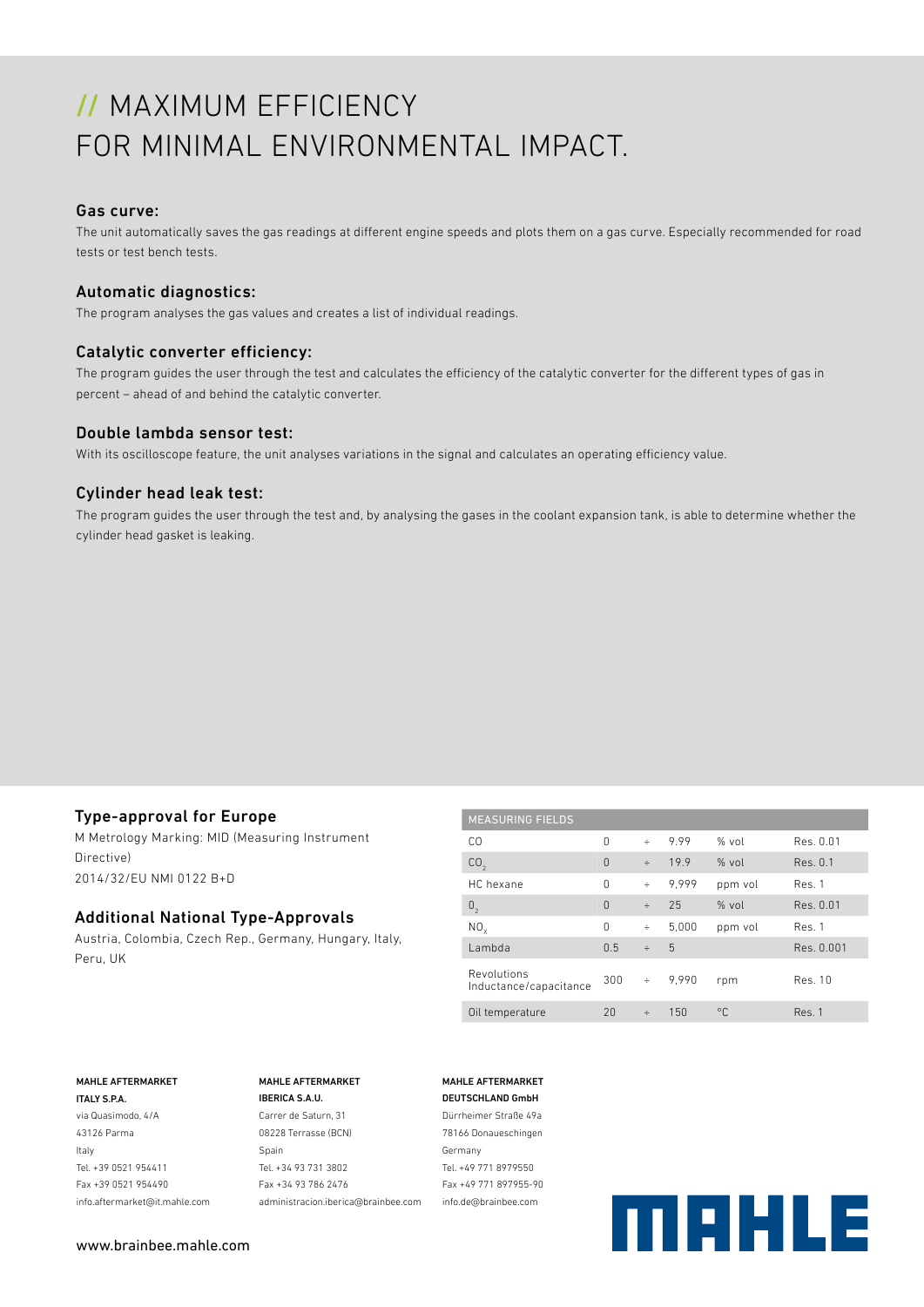# // MAXIMUM EFFICIENCY FOR MINIMAL ENVIRONMENTAL IMPACT.

### Gas curve:

The unit automatically saves the gas readings at different engine speeds and plots them on a gas curve. Especially recommended for road tests or test bench tests.

### Automatic diagnostics:

The program analyses the gas values and creates a list of individual readings.

### Catalytic converter efficiency:

The program guides the user through the test and calculates the efficiency of the catalytic converter for the different types of gas in percent – ahead of and behind the catalytic converter.

### Double lambda sensor test:

With its oscilloscope feature, the unit analyses variations in the signal and calculates an operating efficiency value.

### Cylinder head leak test:

The program guides the user through the test and, by analysing the gases in the coolant expansion tank, is able to determine whether the cylinder head gasket is leaking.

### Type-approval for Europe

M Metrology Marking: MID (Measuring Instrument Directive)
2014/32/EU NMI 0122 B+D

### Additional National Type-Approvals

Austria, Colombia, Czech Rep., Germany, Hungary, Italy, Peru, UK

| MEASURING FIELDS | | | | | |
|---|---|---|---|---|---|
| CO | 0 | ÷ | 9.99 | % vol | Res. 0.01 |
| $CO_2$ | 0 | ÷ | 19.9 | % vol | Res. 0.1 |
| HC hexane | 0 | ÷ | 9,999 | ppm vol | Res. 1 |
| $O_2$ | 0 | ÷ | 25 | % vol | Res. 0.01 |
| $NO_x$ | 0 | ÷ | 5,000 | ppm vol | Res. 1 |
| Lambda | 0.5 | ÷ | 5 | | Res. 0.001 |
| Revolutions Inductance/capacitance | 300 | ÷ | 9,990 | rpm | Res. 10 |
| Oil temperature | 20 | ÷ | 150 | °C | Res. 1 |

**MAHLE AFTERMARKET ITALY S.P.A.**
via Quasimodo, 4/A
43126 Parma
Italy
Tel. +39 0521 954411
Fax +39 0521 954490
info.aftermarket@it.mahle.com

**MAHLE AFTERMARKET IBERICA S.A.U.**
Carrer de Saturn, 31
08228 Terrasse (BCN)
Spain
Tel. +34 93 731 3802
Fax +34 93 786 2476
administracion.iberica@brainbee.com

**MAHLE AFTERMARKET DEUTSCHLAND GmbH**
Dürrheimer Straße 49a
78166 Donaueschingen
Germany
Tel. +49 771 8979550
Fax +49 771 897955-90
info.de@brainbee.com

www.brainbee.mahle.com

MAHLE